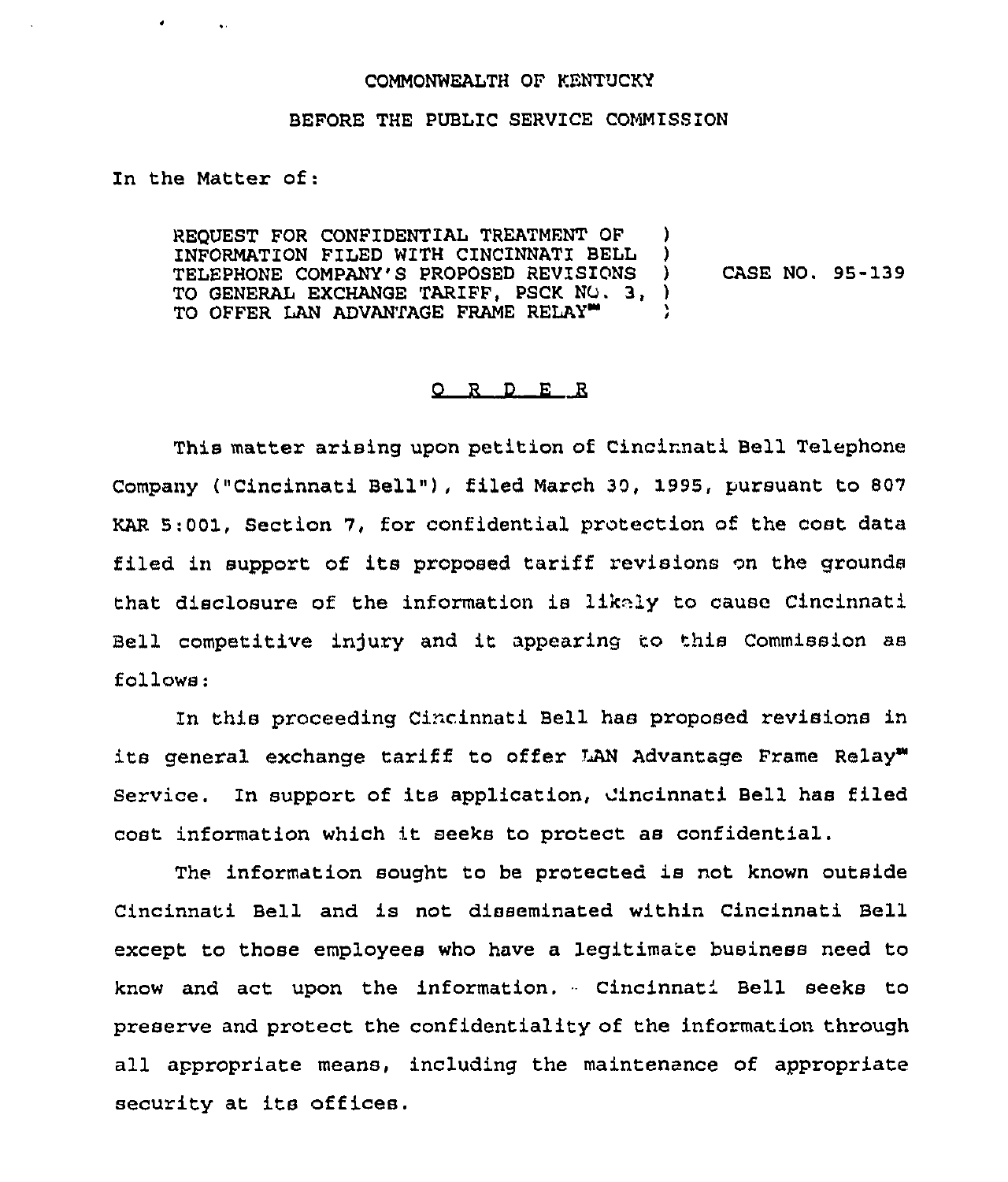COMMONWEALTH OF KENTUCKY

BEFORE THE PUBLIC SERVICE COMMISSION

In the Matter of:

REQUEST FOR CONFIDENTIAL TREATMENT OF INFORMATION FILED WITH CINCINNATI BELL TELEPHONE COMPANY'S PROPOSED REVISIONS TO GENERAL EXCHANGE TARIFF, PSCK NO. 3, TO OFFER LAN ADVANTAGE FRAME RELAY℠ ) CASE NO. 95-139

O R D E R

This matter arising upon petition of Cincinnati Bell Telephone Company ("Cincinnati Bell"), filed March 30, 1995, pursuant to 807 KAR 5:001, Section 7, for confidential protection of the cost data filed in support of its proposed tariff revisions on the grounds that disclosure of the information is likely to cause Cincinnati Bell competitive injury and it appearing to this Commission as follows:

In this proceeding Cincinnati Bell has proposed revisions in its general exchange tariff to offer LAN Advantage Frame Relay℠ Service. In support of its application, Cincinnati Bell has filed cost information which it seeks to protect as confidential.

The information sought to be protected is not known outside Cincinnati Bell and is not disseminated within Cincinnati Bell except to those employees who have a legitimate business need to know and act upon the information. Cincinnati Bell seeks to preserve and protect the confidentiality of the information through all appropriate means, including the maintenance of appropriate security at its offices.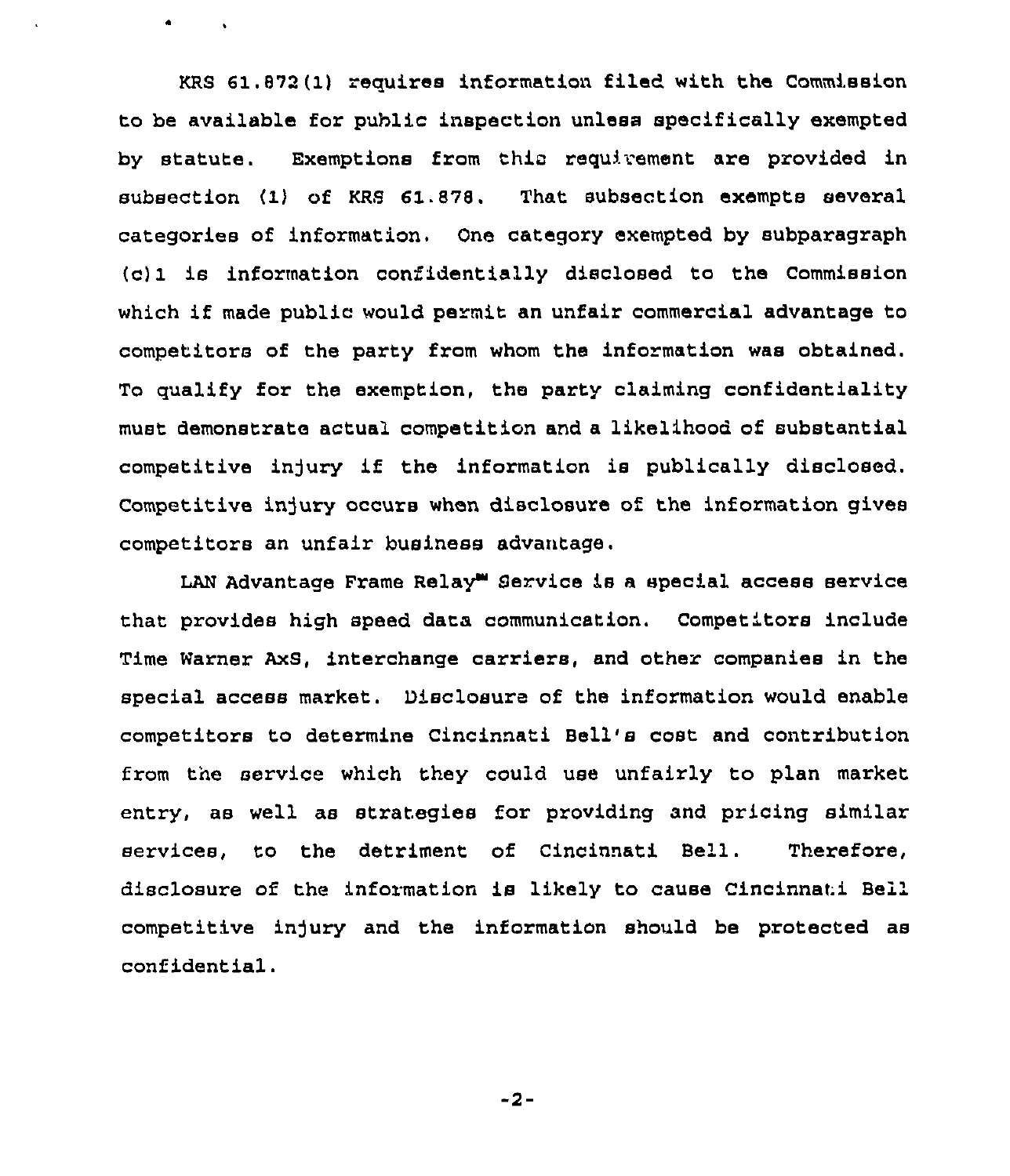KRS 61.872(1) requires information filed with the Commission to be available for public inspection unless specifically exempted by statute. Exemptions from this requirement are provided in subsection (1) of KRS 61.878. That subsection exempts several categories of information. One category exempted by subparagraph (c)1 is information confidentially disclosed to the Commission which if made public would permit an unfair commercial advantage to competitors of the party from whom the information was obtained. To qualify for the exemption, the party claiming confidentiality must demonstrate actual competition and a likelihood of substantial competitive injury if the information is publically disclosed. Competitive injury occurs when disclosure of the information gives competitors an unfair business advantage.

LAN Advantage Frame Relay℠ Service is a special access service that provides high speed data communication. Competitors include Time Warner AxS, interchange carriers, and other companies in the special access market. Disclosure of the information would enable competitors to determine Cincinnati Bell's cost and contribution from the service which they could use unfairly to plan market entry, as well as strategies for providing and pricing similar services, to the detriment of Cincinnati Bell. Therefore, disclosure of the information is likely to cause Cincinnati Bell competitive injury and the information should be protected as confidential.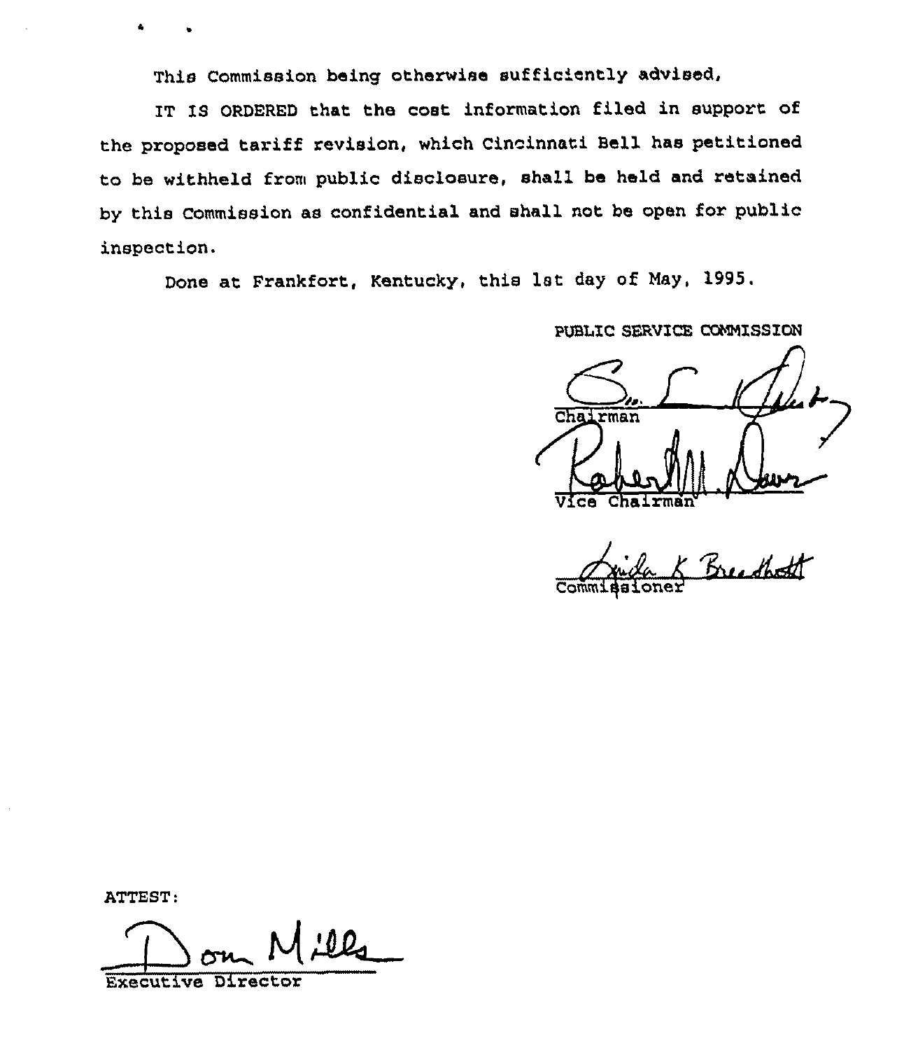This Commission being otherwise sufficiently advised,

IT IS ORDERED that the cost information filed in support of the proposed tariff revision, which Cincinnati Bell has petitioned to be withheld from public disclosure, shall be held and retained by this Commission as confidential and shall not be open for public inspection.

Done at Frankfort, Kentucky, this 1st day of May, 1995.

PUBLIC SERVICE COMMISSION

Chairman

Vice Chairman

Commissioner

ATTEST:

Executive Director